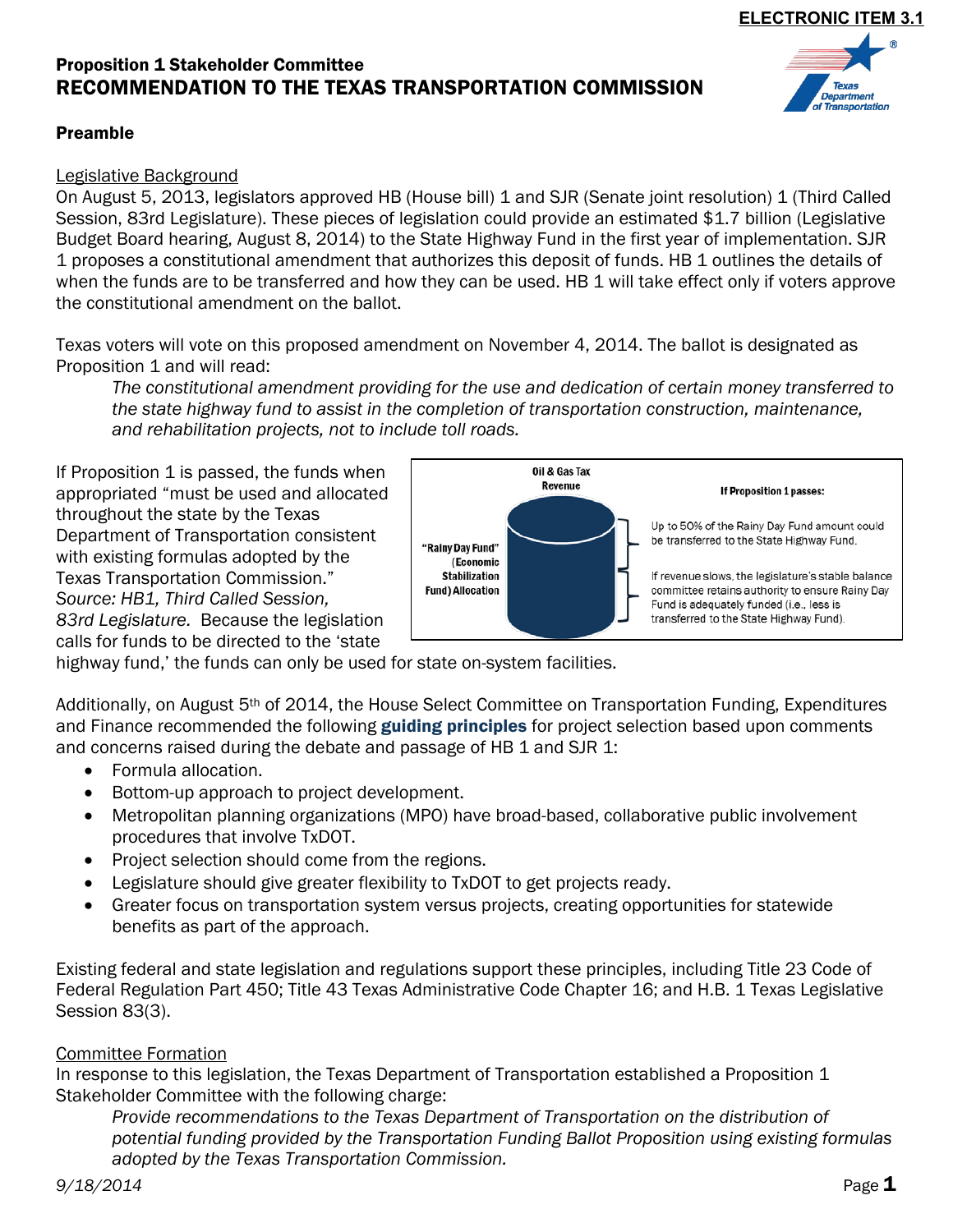ELECTRONIC ITEM 3.1

## Proposition 1 Stakeholder Committee
# RECOMMENDATION TO THE TEXAS TRANSPORTATION COMMISSION

### Preamble

Legislative Background

On August 5, 2013, legislators approved HB (House bill) 1 and SJR (Senate joint resolution) 1 (Third Called Session, 83rd Legislature). These pieces of legislation could provide an estimated $1.7 billion (Legislative Budget Board hearing, August 8, 2014) to the State Highway Fund in the first year of implementation. SJR 1 proposes a constitutional amendment that authorizes this deposit of funds. HB 1 outlines the details of when the funds are to be transferred and how they can be used. HB 1 will take effect only if voters approve the constitutional amendment on the ballot.

Texas voters will vote on this proposed amendment on November 4, 2014. The ballot is designated as Proposition 1 and will read:

> *The constitutional amendment providing for the use and dedication of certain money transferred to the state highway fund to assist in the completion of transportation construction, maintenance, and rehabilitation projects, not to include toll roads.*

If Proposition 1 is passed, the funds when appropriated "must be used and allocated throughout the state by the Texas Department of Transportation consistent with existing formulas adopted by the Texas Transportation Commission." *Source: HB1, Third Called Session, 83rd Legislature.* Because the legislation calls for funds to be directed to the 'state highway fund,' the funds can only be used for state on-system facilities.

Oil & Gas Tax Revenue

"Rainy Day Fund" (Economic Stabilization Fund) Allocation

If Proposition 1 passes:

Up to 50% of the Rainy Day Fund amount could be transferred to the State Highway Fund.

If revenue slows, the legislature's stable balance committee retains authority to ensure Rainy Day Fund is adequately funded (i.e., less is transferred to the State Highway Fund).

Additionally, on August 5th of 2014, the House Select Committee on Transportation Funding, Expenditures and Finance recommended the following **guiding principles** for project selection based upon comments and concerns raised during the debate and passage of HB 1 and SJR 1:

- Formula allocation.
- Bottom-up approach to project development.
- Metropolitan planning organizations (MPO) have broad-based, collaborative public involvement procedures that involve TxDOT.
- Project selection should come from the regions.
- Legislature should give greater flexibility to TxDOT to get projects ready.
- Greater focus on transportation system versus projects, creating opportunities for statewide benefits as part of the approach.

Existing federal and state legislation and regulations support these principles, including Title 23 Code of Federal Regulation Part 450; Title 43 Texas Administrative Code Chapter 16; and H.B. 1 Texas Legislative Session 83(3).

Committee Formation

In response to this legislation, the Texas Department of Transportation established a Proposition 1 Stakeholder Committee with the following charge:

> *Provide recommendations to the Texas Department of Transportation on the distribution of potential funding provided by the Transportation Funding Ballot Proposition using existing formulas adopted by the Texas Transportation Commission.*

*9/18/2014*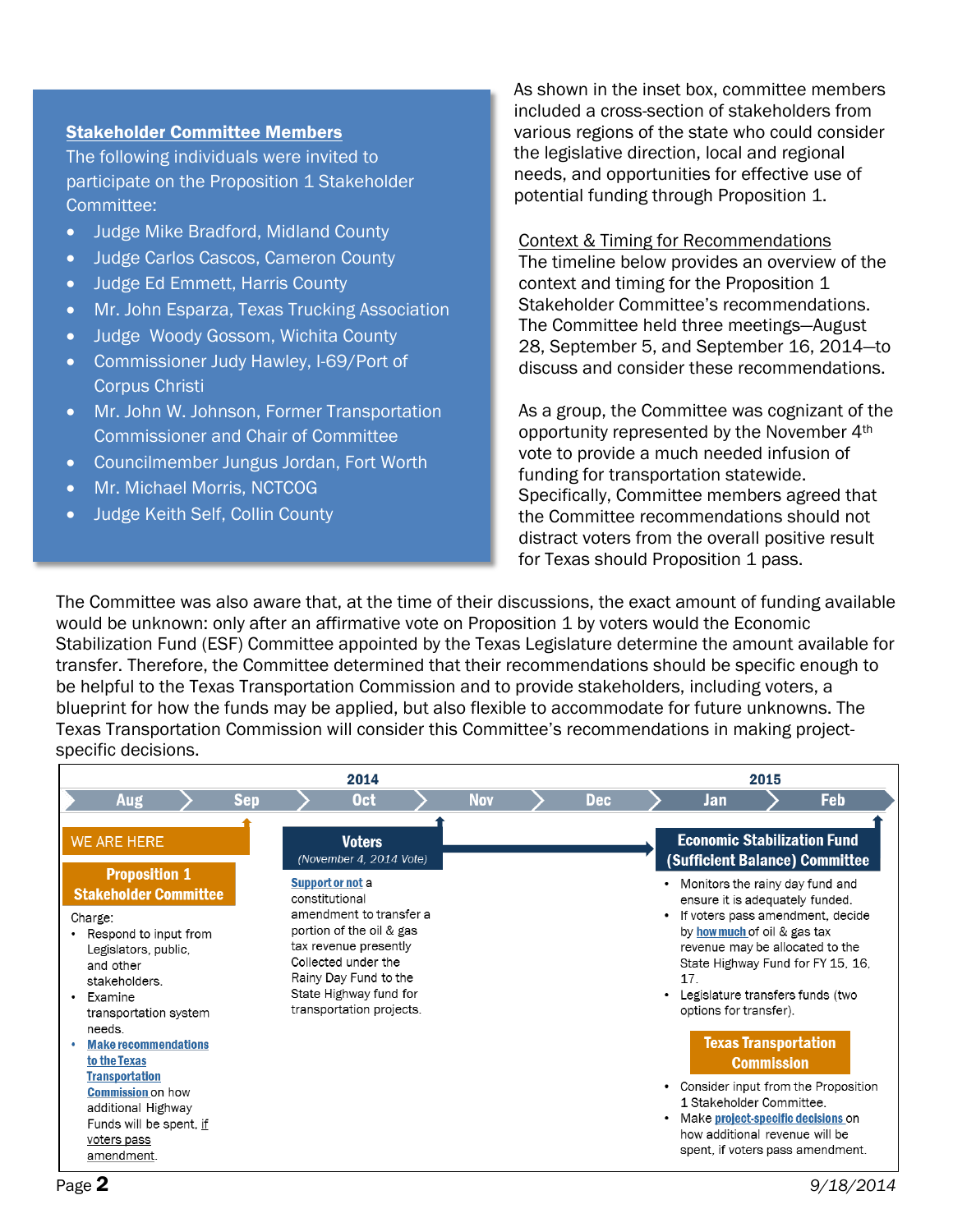**Stakeholder Committee Members**

The following individuals were invited to participate on the Proposition 1 Stakeholder Committee:

- Judge Mike Bradford, Midland County
- Judge Carlos Cascos, Cameron County
- Judge Ed Emmett, Harris County
- Mr. John Esparza, Texas Trucking Association
- Judge Woody Gossom, Wichita County
- Commissioner Judy Hawley, I-69/Port of Corpus Christi
- Mr. John W. Johnson, Former Transportation Commissioner and Chair of Committee
- Councilmember Jungus Jordan, Fort Worth
- Mr. Michael Morris, NCTCOG
- Judge Keith Self, Collin County

As shown in the inset box, committee members included a cross-section of stakeholders from various regions of the state who could consider the legislative direction, local and regional needs, and opportunities for effective use of potential funding through Proposition 1.

## Context & Timing for Recommendations

The timeline below provides an overview of the context and timing for the Proposition 1 Stakeholder Committee's recommendations. The Committee held three meetings—August 28, September 5, and September 16, 2014—to discuss and consider these recommendations.

As a group, the Committee was cognizant of the opportunity represented by the November 4th vote to provide a much needed infusion of funding for transportation statewide. Specifically, Committee members agreed that the Committee recommendations should not distract voters from the overall positive result for Texas should Proposition 1 pass.

The Committee was also aware that, at the time of their discussions, the exact amount of funding available would be unknown: only after an affirmative vote on Proposition 1 by voters would the Economic Stabilization Fund (ESF) Committee appointed by the Texas Legislature determine the amount available for transfer. Therefore, the Committee determined that their recommendations should be specific enough to be helpful to the Texas Transportation Commission and to provide stakeholders, including voters, a blueprint for how the funds may be applied, but also flexible to accommodate for future unknowns. The Texas Transportation Commission will consider this Committee's recommendations in making project-specific decisions.

**2014:** Aug | Sep | Oct | Nov | Dec — **2015:** Jan | Feb

**WE ARE HERE** (Sep)

**Proposition 1 Stakeholder Committee**

Charge:

- Respond to input from Legislators, public, and other stakeholders.
- Examine transportation system needs.
- **Make recommendations to the Texas Transportation Commission** on how additional Highway Funds will be spent, if voters pass amendment.

**Voters** *(November 4, 2014 Vote)*

**Support or not** a constitutional amendment to transfer a portion of the oil & gas tax revenue presently Collected under the Rainy Day Fund to the State Highway fund for transportation projects.

**Economic Stabilization Fund (Sufficient Balance) Committee**

- Monitors the rainy day fund and ensure it is adequately funded.
- If voters pass amendment, decide by **how much** of oil & gas tax revenue may be allocated to the State Highway Fund for FY 15, 16, 17.
- Legislature transfers funds (two options for transfer).

**Texas Transportation Commission**

- Consider input from the Proposition 1 Stakeholder Committee.
- Make **project-specific decisions** on how additional revenue will be spent, if voters pass amendment.

9/18/2014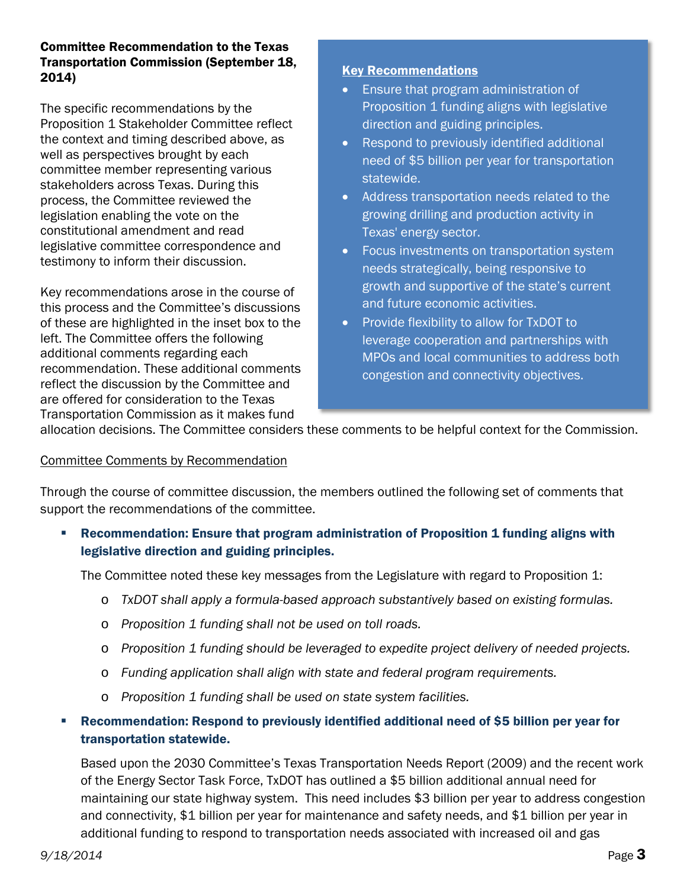**Committee Recommendation to the Texas Transportation Commission (September 18, 2014)**

The specific recommendations by the Proposition 1 Stakeholder Committee reflect the context and timing described above, as well as perspectives brought by each committee member representing various stakeholders across Texas. During this process, the Committee reviewed the legislation enabling the vote on the constitutional amendment and read legislative committee correspondence and testimony to inform their discussion.

Key recommendations arose in the course of this process and the Committee's discussions of these are highlighted in the inset box to the left. The Committee offers the following additional comments regarding each recommendation. These additional comments reflect the discussion by the Committee and are offered for consideration to the Texas Transportation Commission as it makes fund allocation decisions. The Committee considers these comments to be helpful context for the Commission.

**Key Recommendations**

- Ensure that program administration of Proposition 1 funding aligns with legislative direction and guiding principles.
- Respond to previously identified additional need of $5 billion per year for transportation statewide.
- Address transportation needs related to the growing drilling and production activity in Texas' energy sector.
- Focus investments on transportation system needs strategically, being responsive to growth and supportive of the state's current and future economic activities.
- Provide flexibility to allow for TxDOT to leverage cooperation and partnerships with MPOs and local communities to address both congestion and connectivity objectives.

Committee Comments by Recommendation

Through the course of committee discussion, the members outlined the following set of comments that support the recommendations of the committee.

- **Recommendation: Ensure that program administration of Proposition 1 funding aligns with legislative direction and guiding principles.**

  The Committee noted these key messages from the Legislature with regard to Proposition 1:

  - *TxDOT shall apply a formula-based approach substantively based on existing formulas.*
  - *Proposition 1 funding shall not be used on toll roads.*
  - *Proposition 1 funding should be leveraged to expedite project delivery of needed projects.*
  - *Funding application shall align with state and federal program requirements.*
  - *Proposition 1 funding shall be used on state system facilities.*

- **Recommendation: Respond to previously identified additional need of $5 billion per year for transportation statewide.**

  Based upon the 2030 Committee's Texas Transportation Needs Report (2009) and the recent work of the Energy Sector Task Force, TxDOT has outlined a $5 billion additional annual need for maintaining our state highway system. This need includes $3 billion per year to address congestion and connectivity, $1 billion per year for maintenance and safety needs, and $1 billion per year in additional funding to respond to transportation needs associated with increased oil and gas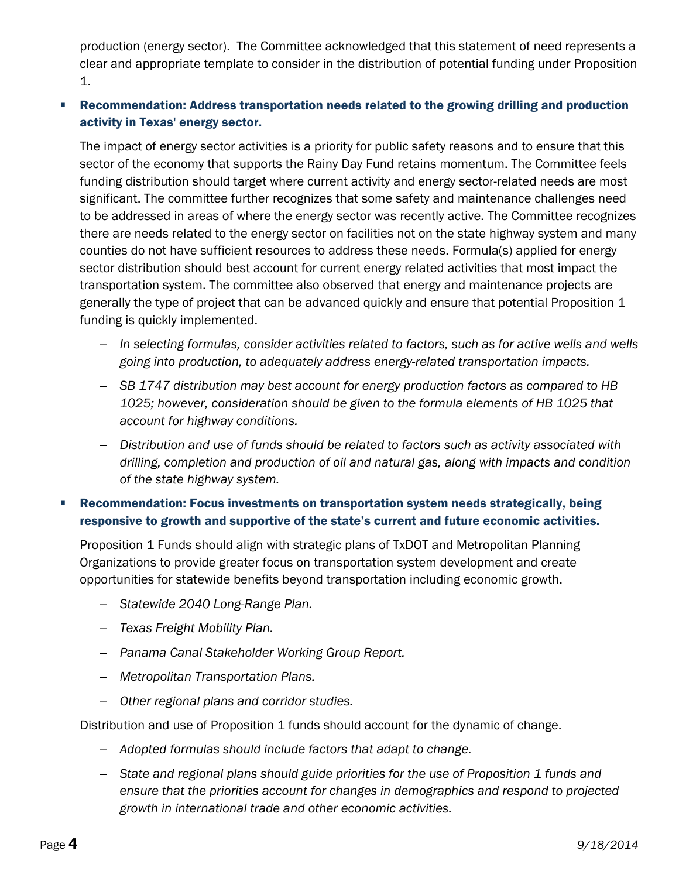production (energy sector). The Committee acknowledged that this statement of need represents a clear and appropriate template to consider in the distribution of potential funding under Proposition 1.

- **Recommendation: Address transportation needs related to the growing drilling and production activity in Texas' energy sector.**

  The impact of energy sector activities is a priority for public safety reasons and to ensure that this sector of the economy that supports the Rainy Day Fund retains momentum. The Committee feels funding distribution should target where current activity and energy sector-related needs are most significant. The committee further recognizes that some safety and maintenance challenges need to be addressed in areas of where the energy sector was recently active. The Committee recognizes there are needs related to the energy sector on facilities not on the state highway system and many counties do not have sufficient resources to address these needs. Formula(s) applied for energy sector distribution should best account for current energy related activities that most impact the transportation system. The committee also observed that energy and maintenance projects are generally the type of project that can be advanced quickly and ensure that potential Proposition 1 funding is quickly implemented.

  - *In selecting formulas, consider activities related to factors, such as for active wells and wells going into production, to adequately address energy-related transportation impacts.*
  - *SB 1747 distribution may best account for energy production factors as compared to HB 1025; however, consideration should be given to the formula elements of HB 1025 that account for highway conditions.*
  - *Distribution and use of funds should be related to factors such as activity associated with drilling, completion and production of oil and natural gas, along with impacts and condition of the state highway system.*

- **Recommendation: Focus investments on transportation system needs strategically, being responsive to growth and supportive of the state's current and future economic activities.**

  Proposition 1 Funds should align with strategic plans of TxDOT and Metropolitan Planning Organizations to provide greater focus on transportation system development and create opportunities for statewide benefits beyond transportation including economic growth.

  - *Statewide 2040 Long-Range Plan.*
  - *Texas Freight Mobility Plan.*
  - *Panama Canal Stakeholder Working Group Report.*
  - *Metropolitan Transportation Plans.*
  - *Other regional plans and corridor studies.*

  Distribution and use of Proposition 1 funds should account for the dynamic of change.

  - *Adopted formulas should include factors that adapt to change.*
  - *State and regional plans should guide priorities for the use of Proposition 1 funds and ensure that the priorities account for changes in demographics and respond to projected growth in international trade and other economic activities.*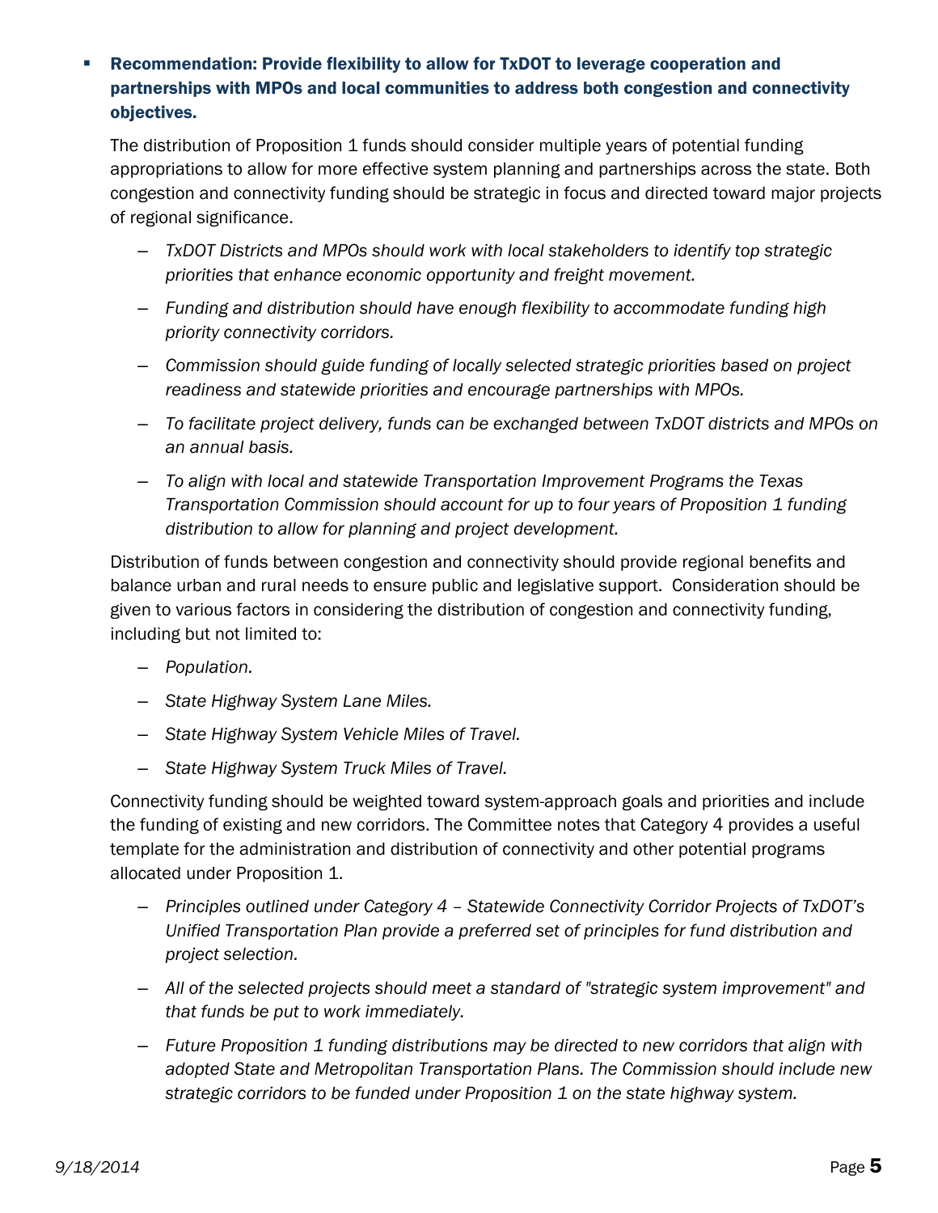- **Recommendation: Provide flexibility to allow for TxDOT to leverage cooperation and partnerships with MPOs and local communities to address both congestion and connectivity objectives.**

  The distribution of Proposition 1 funds should consider multiple years of potential funding appropriations to allow for more effective system planning and partnerships across the state. Both congestion and connectivity funding should be strategic in focus and directed toward major projects of regional significance.

  - *TxDOT Districts and MPOs should work with local stakeholders to identify top strategic priorities that enhance economic opportunity and freight movement.*
  - *Funding and distribution should have enough flexibility to accommodate funding high priority connectivity corridors.*
  - *Commission should guide funding of locally selected strategic priorities based on project readiness and statewide priorities and encourage partnerships with MPOs.*
  - *To facilitate project delivery, funds can be exchanged between TxDOT districts and MPOs on an annual basis.*
  - *To align with local and statewide Transportation Improvement Programs the Texas Transportation Commission should account for up to four years of Proposition 1 funding distribution to allow for planning and project development.*

  Distribution of funds between congestion and connectivity should provide regional benefits and balance urban and rural needs to ensure public and legislative support. Consideration should be given to various factors in considering the distribution of congestion and connectivity funding, including but not limited to:

  - *Population.*
  - *State Highway System Lane Miles.*
  - *State Highway System Vehicle Miles of Travel.*
  - *State Highway System Truck Miles of Travel.*

  Connectivity funding should be weighted toward system-approach goals and priorities and include the funding of existing and new corridors. The Committee notes that Category 4 provides a useful template for the administration and distribution of connectivity and other potential programs allocated under Proposition 1.

  - *Principles outlined under Category 4 – Statewide Connectivity Corridor Projects of TxDOT's Unified Transportation Plan provide a preferred set of principles for fund distribution and project selection.*
  - *All of the selected projects should meet a standard of "strategic system improvement" and that funds be put to work immediately.*
  - *Future Proposition 1 funding distributions may be directed to new corridors that align with adopted State and Metropolitan Transportation Plans. The Commission should include new strategic corridors to be funded under Proposition 1 on the state highway system.*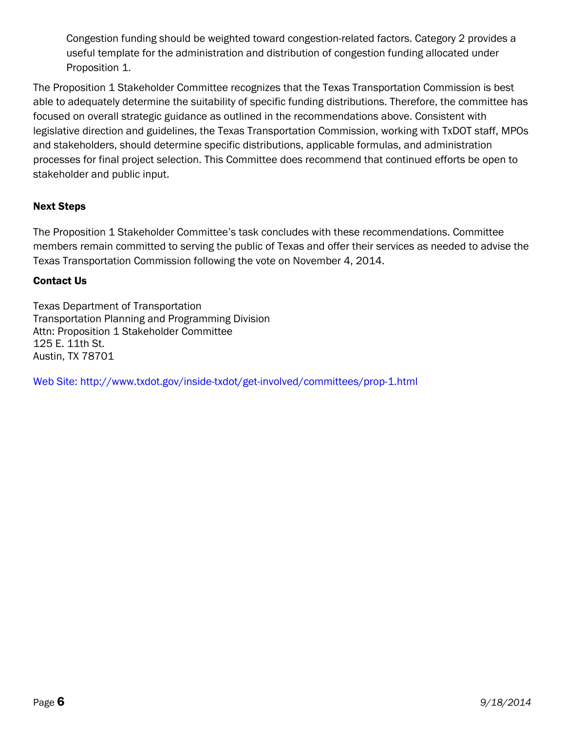Congestion funding should be weighted toward congestion-related factors. Category 2 provides a useful template for the administration and distribution of congestion funding allocated under Proposition 1.

The Proposition 1 Stakeholder Committee recognizes that the Texas Transportation Commission is best able to adequately determine the suitability of specific funding distributions. Therefore, the committee has focused on overall strategic guidance as outlined in the recommendations above. Consistent with legislative direction and guidelines, the Texas Transportation Commission, working with TxDOT staff, MPOs and stakeholders, should determine specific distributions, applicable formulas, and administration processes for final project selection. This Committee does recommend that continued efforts be open to stakeholder and public input.

### Next Steps

The Proposition 1 Stakeholder Committee's task concludes with these recommendations. Committee members remain committed to serving the public of Texas and offer their services as needed to advise the Texas Transportation Commission following the vote on November 4, 2014.

### Contact Us

Texas Department of Transportation
Transportation Planning and Programming Division
Attn: Proposition 1 Stakeholder Committee
125 E. 11th St.
Austin, TX 78701

Web Site: http://www.txdot.gov/inside-txdot/get-involved/committees/prop-1.html